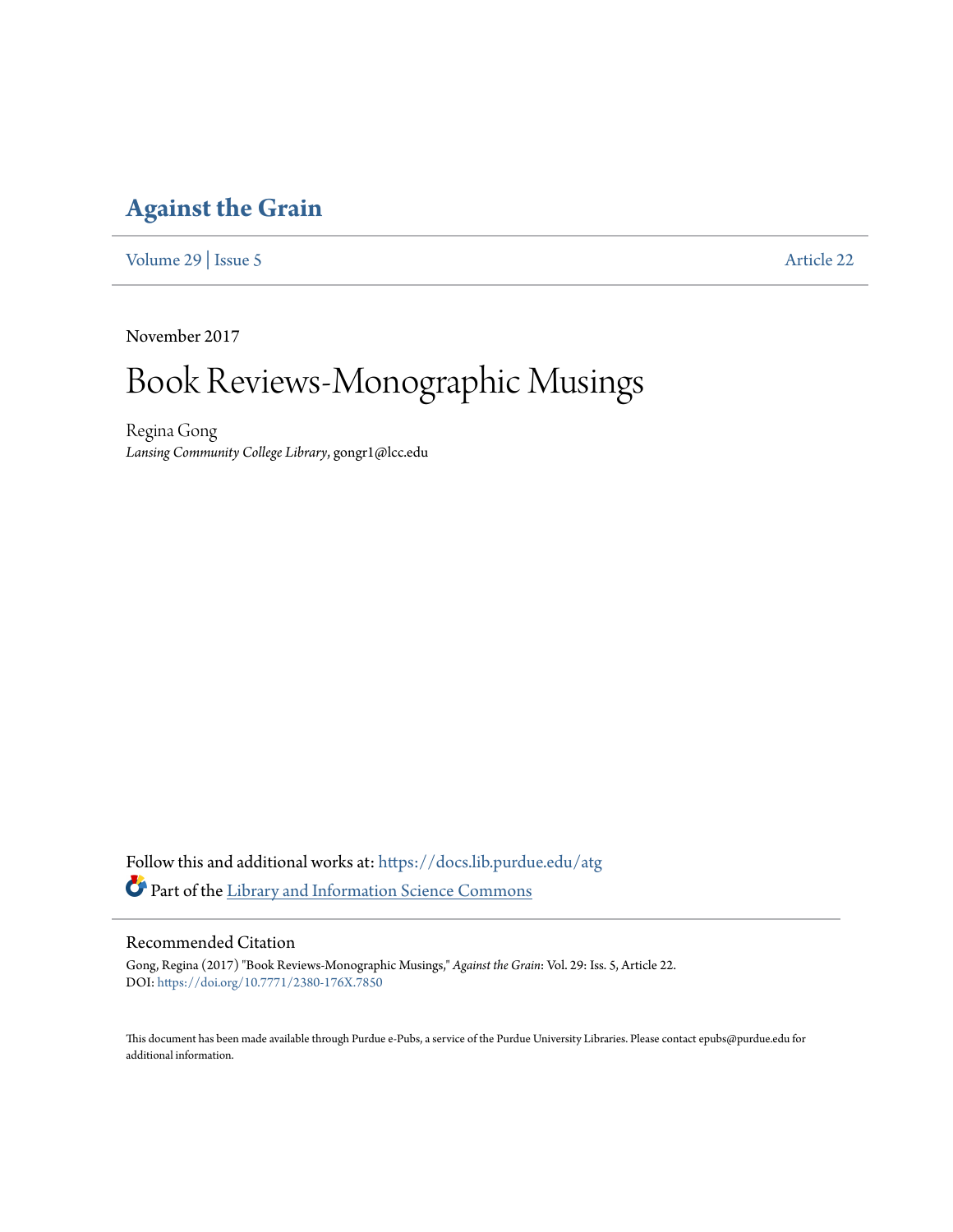# Against the Grain

Volume 29 | Issue 5 Article 22

November 2017

# Book Reviews-Monographic Musings

Regina Gong
*Lansing Community College Library*, gongr1@lcc.edu

Follow this and additional works at: https://docs.lib.purdue.edu/atg

Part of the Library and Information Science Commons

## Recommended Citation

Gong, Regina (2017) "Book Reviews-Monographic Musings," *Against the Grain*: Vol. 29: Iss. 5, Article 22.
DOI: https://doi.org/10.7771/2380-176X.7850

This document has been made available through Purdue e-Pubs, a service of the Purdue University Libraries. Please contact epubs@purdue.edu for additional information.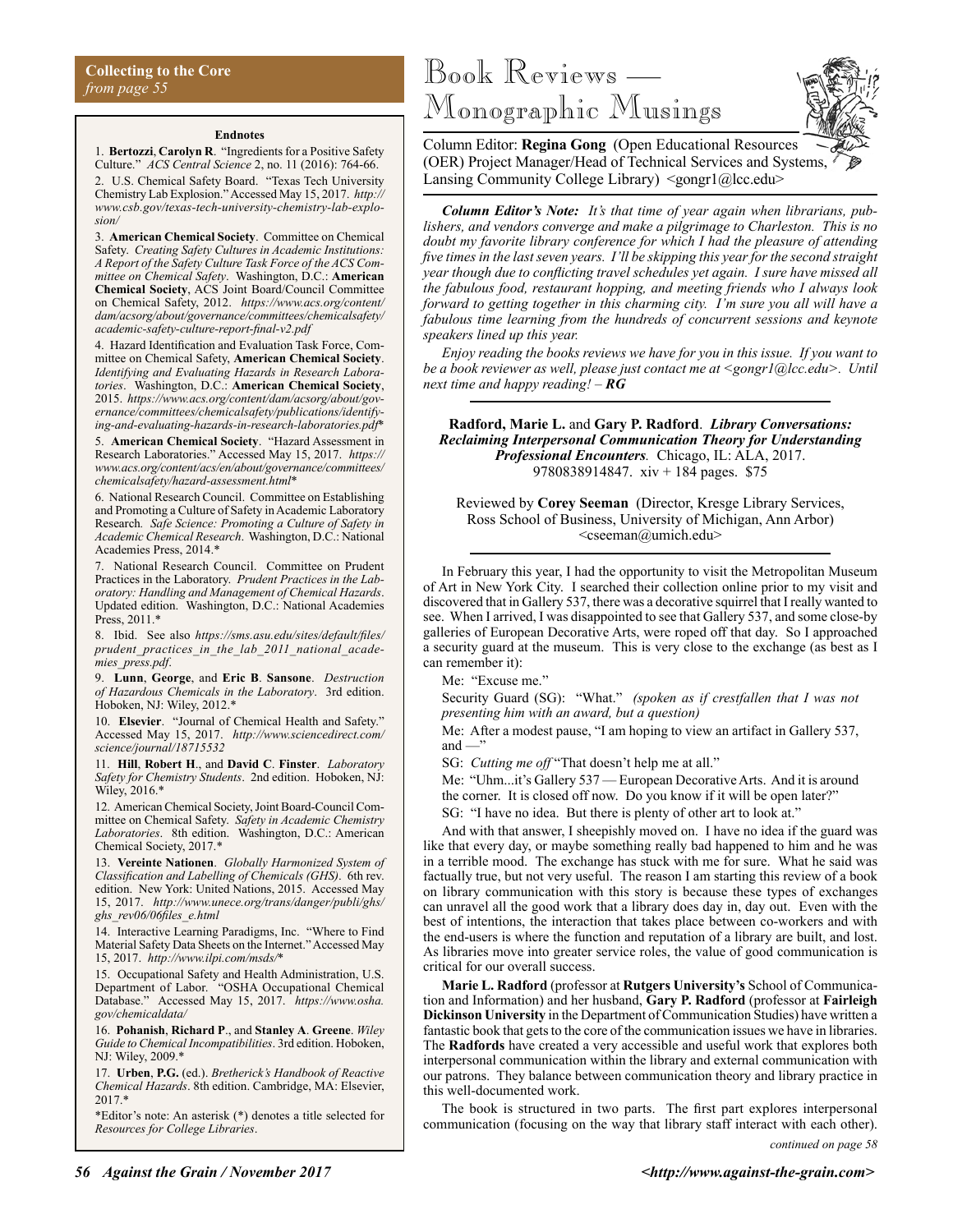**Collecting to the Core**
*from page 55*

**Endnotes**

1. **Bertozzi**, **Carolyn R**. "Ingredients for a Positive Safety Culture." *ACS Central Science* 2, no. 11 (2016): 764-66.

2. U.S. Chemical Safety Board. "Texas Tech University Chemistry Lab Explosion." Accessed May 15, 2017. *http://www.csb.gov/texas-tech-university-chemistry-lab-explosion/*

3. **American Chemical Society**. Committee on Chemical Safety. *Creating Safety Cultures in Academic Institutions: A Report of the Safety Culture Task Force of the ACS Committee on Chemical Safety*. Washington, D.C.: **American Chemical Society**, ACS Joint Board/Council Committee on Chemical Safety, 2012. *https://www.acs.org/content/dam/acsorg/about/governance/committees/chemicalsafety/academic-safety-culture-report-final-v2.pdf*

4. Hazard Identification and Evaluation Task Force, Committee on Chemical Safety, **American Chemical Society**. *Identifying and Evaluating Hazards in Research Laboratories*. Washington, D.C.: **American Chemical Society**, 2015. *https://www.acs.org/content/dam/acsorg/about/governance/committees/chemicalsafety/publications/identifying-and-evaluating-hazards-in-research-laboratories.pdf*\*

5. **American Chemical Society**. "Hazard Assessment in Research Laboratories." Accessed May 15, 2017. *https://www.acs.org/content/acs/en/about/governance/committees/chemicalsafety/hazard-assessment.html*\*

6. National Research Council. Committee on Establishing and Promoting a Culture of Safety in Academic Laboratory Research. *Safe Science: Promoting a Culture of Safety in Academic Chemical Research*. Washington, D.C.: National Academies Press, 2014.\*

7. National Research Council. Committee on Prudent Practices in the Laboratory. *Prudent Practices in the Laboratory: Handling and Management of Chemical Hazards*. Updated edition. Washington, D.C.: National Academies Press, 2011.\*

8. Ibid. See also *https://sms.asu.edu/sites/default/files/prudent_practices_in_the_lab_2011_national_academies_press.pdf*.

9. **Lunn**, **George**, and **Eric B**. **Sansone**. *Destruction of Hazardous Chemicals in the Laboratory*. 3rd edition. Hoboken, NJ: Wiley, 2012.\*

10. **Elsevier**. "Journal of Chemical Health and Safety." Accessed May 15, 2017. *http://www.sciencedirect.com/science/journal/18715532*

11. **Hill**, **Robert H**., and **David C**. **Finster**. *Laboratory Safety for Chemistry Students*. 2nd edition. Hoboken, NJ: Wiley, 2016.\*

12. American Chemical Society, Joint Board-Council Committee on Chemical Safety. *Safety in Academic Chemistry Laboratories*. 8th edition. Washington, D.C.: American Chemical Society, 2017.\*

13. **Vereinte Nationen**. *Globally Harmonized System of Classification and Labelling of Chemicals (GHS)*. 6th rev. edition. New York: United Nations, 2015. Accessed May 15, 2017. *http://www.unece.org/trans/danger/publi/ghs/ghs_rev06/06files_e.html*

14. Interactive Learning Paradigms, Inc. "Where to Find Material Safety Data Sheets on the Internet." Accessed May 15, 2017. *http://www.ilpi.com/msds/*\*

15. Occupational Safety and Health Administration, U.S. Department of Labor. "OSHA Occupational Chemical Database." Accessed May 15, 2017. *https://www.osha.gov/chemicaldata/*

16. **Pohanish**, **Richard P**., and **Stanley A**. **Greene**. *Wiley Guide to Chemical Incompatibilities*. 3rd edition. Hoboken, NJ: Wiley, 2009.\*

17. **Urben**, **P.G.** (ed.). *Bretherick's Handbook of Reactive Chemical Hazards*. 8th edition. Cambridge, MA: Elsevier, 2017.\*

\*Editor's note: An asterisk (\*) denotes a title selected for *Resources for College Libraries*.

# Book Reviews — Monographic Musings

Column Editor: **Regina Gong** (Open Educational Resources (OER) Project Manager/Head of Technical Services and Systems, Lansing Community College Library) <gongr1@lcc.edu>

***Column Editor's Note:*** *It's that time of year again when librarians, publishers, and vendors converge and make a pilgrimage to Charleston. This is no doubt my favorite library conference for which I had the pleasure of attending five times in the last seven years. I'll be skipping this year for the second straight year though due to conflicting travel schedules yet again. I sure have missed all the fabulous food, restaurant hopping, and meeting friends who I always look forward to getting together in this charming city. I'm sure you all will have a fabulous time learning from the hundreds of concurrent sessions and keynote speakers lined up this year.*

*Enjoy reading the books reviews we have for you in this issue. If you want to be a book reviewer as well, please just contact me at <gongr1@lcc.edu>. Until next time and happy reading! – **RG***

---

**Radford, Marie L.** and **Gary P. Radford**. ***Library Conversations: Reclaiming Interpersonal Communication Theory for Understanding Professional Encounters****.* Chicago, IL: ALA, 2017. 9780838914847. xiv + 184 pages. $75

Reviewed by **Corey Seeman** (Director, Kresge Library Services, Ross School of Business, University of Michigan, Ann Arbor) <cseeman@umich.edu>

---

In February this year, I had the opportunity to visit the Metropolitan Museum of Art in New York City. I searched their collection online prior to my visit and discovered that in Gallery 537, there was a decorative squirrel that I really wanted to see. When I arrived, I was disappointed to see that Gallery 537, and some close-by galleries of European Decorative Arts, were roped off that day. So I approached a security guard at the museum. This is very close to the exchange (as best as I can remember it):

Me: "Excuse me."

Security Guard (SG): "What." *(spoken as if crestfallen that I was not presenting him with an award, but a question)*

Me: After a modest pause, "I am hoping to view an artifact in Gallery 537, and —"

SG: *Cutting me off* "That doesn't help me at all."

Me: "Uhm...it's Gallery 537 — European Decorative Arts. And it is around the corner. It is closed off now. Do you know if it will be open later?"

SG: "I have no idea. But there is plenty of other art to look at."

And with that answer, I sheepishly moved on. I have no idea if the guard was like that every day, or maybe something really bad happened to him and he was in a terrible mood. The exchange has stuck with me for sure. What he said was factually true, but not very useful. The reason I am starting this review of a book on library communication with this story is because these types of exchanges can unravel all the good work that a library does day in, day out. Even with the best of intentions, the interaction that takes place between co-workers and with the end-users is where the function and reputation of a library are built, and lost. As libraries move into greater service roles, the value of good communication is critical for our overall success.

**Marie L. Radford** (professor at **Rutgers University's** School of Communication and Information) and her husband, **Gary P. Radford** (professor at **Fairleigh Dickinson University** in the Department of Communication Studies) have written a fantastic book that gets to the core of the communication issues we have in libraries. The **Radfords** have created a very accessible and useful work that explores both interpersonal communication within the library and external communication with our patrons. They balance between communication theory and library practice in this well-documented work.

The book is structured in two parts. The first part explores interpersonal communication (focusing on the way that library staff interact with each other).

*continued on page 58*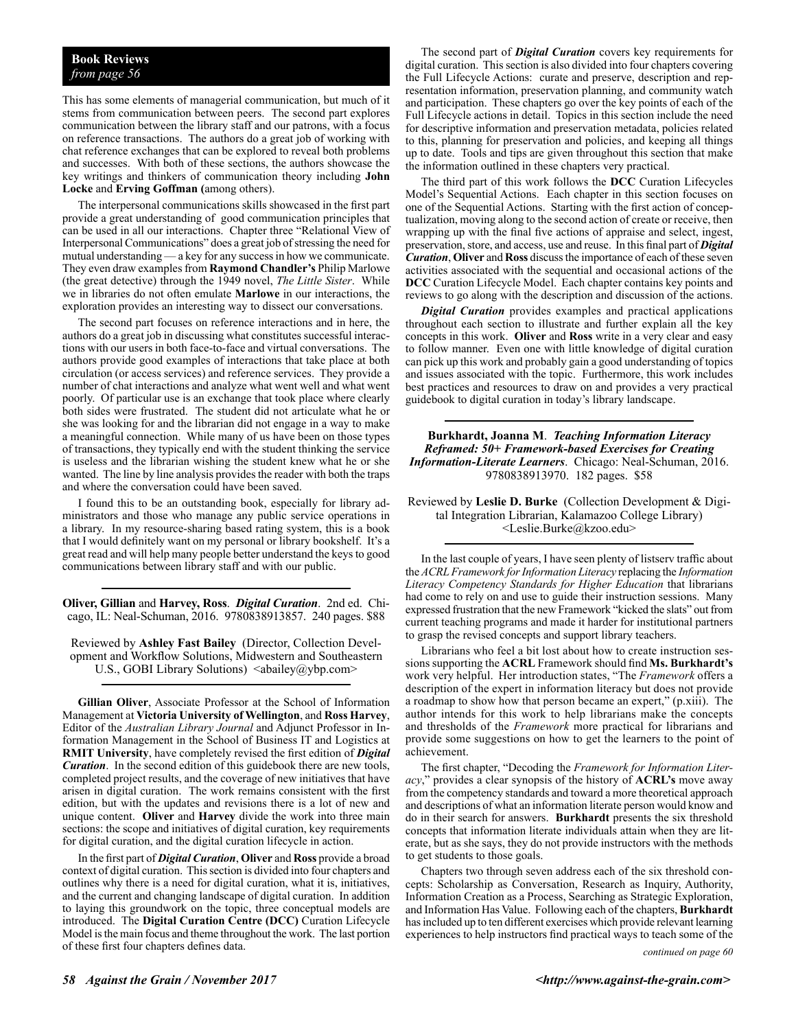**Book Reviews**
*from page 56*

This has some elements of managerial communication, but much of it stems from communication between peers. The second part explores communication between the library staff and our patrons, with a focus on reference transactions. The authors do a great job of working with chat reference exchanges that can be explored to reveal both problems and successes. With both of these sections, the authors showcase the key writings and thinkers of communication theory including **John Locke** and **Erving Goffman (**among others).

The interpersonal communications skills showcased in the first part provide a great understanding of good communication principles that can be used in all our interactions. Chapter three "Relational View of Interpersonal Communications" does a great job of stressing the need for mutual understanding — a key for any success in how we communicate. They even draw examples from **Raymond Chandler's** Philip Marlowe (the great detective) through the 1949 novel, *The Little Sister*. While we in libraries do not often emulate **Marlowe** in our interactions, the exploration provides an interesting way to dissect our conversations.

The second part focuses on reference interactions and in here, the authors do a great job in discussing what constitutes successful interactions with our users in both face-to-face and virtual conversations. The authors provide good examples of interactions that take place at both circulation (or access services) and reference services. They provide a number of chat interactions and analyze what went well and what went poorly. Of particular use is an exchange that took place where clearly both sides were frustrated. The student did not articulate what he or she was looking for and the librarian did not engage in a way to make a meaningful connection. While many of us have been on those types of transactions, they typically end with the student thinking the service is useless and the librarian wishing the student knew what he or she wanted. The line by line analysis provides the reader with both the traps and where the conversation could have been saved.

I found this to be an outstanding book, especially for library administrators and those who manage any public service operations in a library. In my resource-sharing based rating system, this is a book that I would definitely want on my personal or library bookshelf. It's a great read and will help many people better understand the keys to good communications between library staff and with our public.

---

**Oliver, Gillian** and **Harvey, Ross**. ***Digital Curation***. 2nd ed. Chicago, IL: Neal-Schuman, 2016. 9780838913857. 240 pages. $88

Reviewed by **Ashley Fast Bailey** (Director, Collection Development and Workflow Solutions, Midwestern and Southeastern U.S., GOBI Library Solutions) <abailey@ybp.com>

---

**Gillian Oliver**, Associate Professor at the School of Information Management at **Victoria University of Wellington**, and **Ross Harvey**, Editor of the *Australian Library Journal* and Adjunct Professor in Information Management in the School of Business IT and Logistics at **RMIT University**, have completely revised the first edition of ***Digital Curation***. In the second edition of this guidebook there are new tools, completed project results, and the coverage of new initiatives that have arisen in digital curation. The work remains consistent with the first edition, but with the updates and revisions there is a lot of new and unique content. **Oliver** and **Harvey** divide the work into three main sections: the scope and initiatives of digital curation, key requirements for digital curation, and the digital curation lifecycle in action.

In the first part of ***Digital Curation***, **Oliver** and **Ross** provide a broad context of digital curation. This section is divided into four chapters and outlines why there is a need for digital curation, what it is, initiatives, and the current and changing landscape of digital curation. In addition to laying this groundwork on the topic, three conceptual models are introduced. The **Digital Curation Centre (DCC)** Curation Lifecycle Model is the main focus and theme throughout the work. The last portion of these first four chapters defines data.

The second part of ***Digital Curation*** covers key requirements for digital curation. This section is also divided into four chapters covering the Full Lifecycle Actions: curate and preserve, description and representation information, preservation planning, and community watch and participation. These chapters go over the key points of each of the Full Lifecycle actions in detail. Topics in this section include the need for descriptive information and preservation metadata, policies related to this, planning for preservation and policies, and keeping all things up to date. Tools and tips are given throughout this section that make the information outlined in these chapters very practical.

The third part of this work follows the **DCC** Curation Lifecycles Model's Sequential Actions. Each chapter in this section focuses on one of the Sequential Actions. Starting with the first action of conceptualization, moving along to the second action of create or receive, then wrapping up with the final five actions of appraise and select, ingest, preservation, store, and access, use and reuse. In this final part of ***Digital Curation***, **Oliver** and **Ross** discuss the importance of each of these seven activities associated with the sequential and occasional actions of the **DCC** Curation Lifecycle Model. Each chapter contains key points and reviews to go along with the description and discussion of the actions.

***Digital Curation*** provides examples and practical applications throughout each section to illustrate and further explain all the key concepts in this work. **Oliver** and **Ross** write in a very clear and easy to follow manner. Even one with little knowledge of digital curation can pick up this work and probably gain a good understanding of topics and issues associated with the topic. Furthermore, this work includes best practices and resources to draw on and provides a very practical guidebook to digital curation in today's library landscape.

---

**Burkhardt, Joanna M**. ***Teaching Information Literacy Reframed: 50+ Framework-based Exercises for Creating Information-Literate Learners***. Chicago: Neal-Schuman, 2016. 9780838913970. 182 pages. $58

Reviewed by **Leslie D. Burke** (Collection Development & Digital Integration Librarian, Kalamazoo College Library) <Leslie.Burke@kzoo.edu>

---

In the last couple of years, I have seen plenty of listserv traffic about the *ACRL Framework for Information Literacy* replacing the *Information Literacy Competency Standards for Higher Education* that librarians had come to rely on and use to guide their instruction sessions. Many expressed frustration that the new Framework "kicked the slats" out from current teaching programs and made it harder for institutional partners to grasp the revised concepts and support library teachers.

Librarians who feel a bit lost about how to create instruction sessions supporting the **ACRL** Framework should find **Ms. Burkhardt's** work very helpful. Her introduction states, "The *Framework* offers a description of the expert in information literacy but does not provide a roadmap to show how that person became an expert," (p.xiii). The author intends for this work to help librarians make the concepts and thresholds of the *Framework* more practical for librarians and provide some suggestions on how to get the learners to the point of achievement.

The first chapter, "Decoding the *Framework for Information Literacy*," provides a clear synopsis of the history of **ACRL's** move away from the competency standards and toward a more theoretical approach and descriptions of what an information literate person would know and do in their search for answers. **Burkhardt** presents the six threshold concepts that information literate individuals attain when they are literate, but as she says, they do not provide instructors with the methods to get students to those goals.

Chapters two through seven address each of the six threshold concepts: Scholarship as Conversation, Research as Inquiry, Authority, Information Creation as a Process, Searching as Strategic Exploration, and Information Has Value. Following each of the chapters, **Burkhardt** has included up to ten different exercises which provide relevant learning experiences to help instructors find practical ways to teach some of the

*continued on page 60*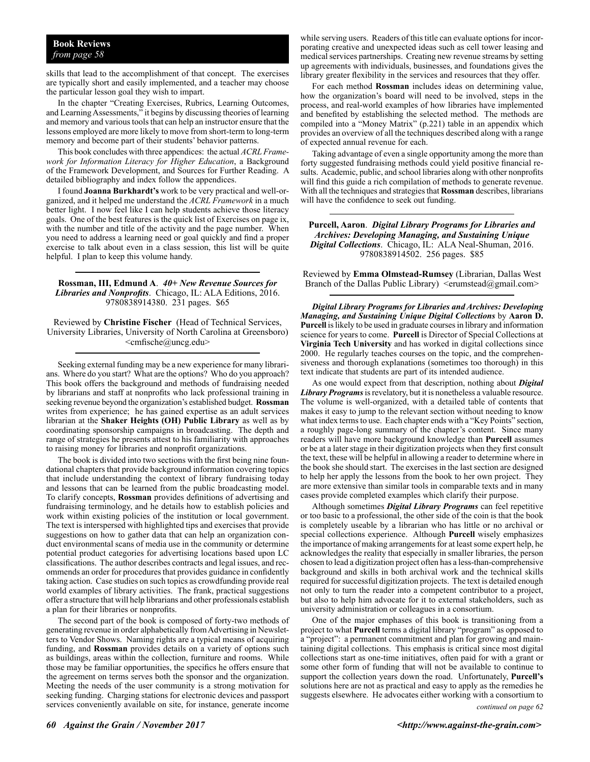**Book Reviews**
*from page 58*

skills that lead to the accomplishment of that concept. The exercises are typically short and easily implemented, and a teacher may choose the particular lesson goal they wish to impart.

In the chapter "Creating Exercises, Rubrics, Learning Outcomes, and Learning Assessments," it begins by discussing theories of learning and memory and various tools that can help an instructor ensure that the lessons employed are more likely to move from short-term to long-term memory and become part of their students' behavior patterns.

This book concludes with three appendices: the actual *ACRL Framework for Information Literacy for Higher Education*, a Background of the Framework Development, and Sources for Further Reading. A detailed bibliography and index follow the appendices.

I found **Joanna Burkhardt's** work to be very practical and well-organized, and it helped me understand the *ACRL Framework* in a much better light. I now feel like I can help students achieve those literacy goals. One of the best features is the quick list of Exercises on page ix, with the number and title of the activity and the page number. When you need to address a learning need or goal quickly and find a proper exercise to talk about even in a class session, this list will be quite helpful. I plan to keep this volume handy.

---

**Rossman, III, Edmund A**. ***40+ New Revenue Sources for Libraries and Nonprofits***. Chicago, IL: ALA Editions, 2016. 9780838914380. 231 pages. $65

Reviewed by **Christine Fischer** (Head of Technical Services, University Libraries, University of North Carolina at Greensboro) <cmfische@uncg.edu>

---

Seeking external funding may be a new experience for many librarians. Where do you start? What are the options? Who do you approach? This book offers the background and methods of fundraising needed by librarians and staff at nonprofits who lack professional training in seeking revenue beyond the organization's established budget. **Rossman** writes from experience; he has gained expertise as an adult services librarian at the **Shaker Heights (OH) Public Library** as well as by coordinating sponsorship campaigns in broadcasting. The depth and range of strategies he presents attest to his familiarity with approaches to raising money for libraries and nonprofit organizations.

The book is divided into two sections with the first being nine foundational chapters that provide background information covering topics that include understanding the context of library fundraising today and lessons that can be learned from the public broadcasting model. To clarify concepts, **Rossman** provides definitions of advertising and fundraising terminology, and he details how to establish policies and work within existing policies of the institution or local government. The text is interspersed with highlighted tips and exercises that provide suggestions on how to gather data that can help an organization conduct environmental scans of media use in the community or determine potential product categories for advertising locations based upon LC classifications. The author describes contracts and legal issues, and recommends an order for procedures that provides guidance in confidently taking action. Case studies on such topics as crowdfunding provide real world examples of library activities. The frank, practical suggestions offer a structure that will help librarians and other professionals establish a plan for their libraries or nonprofits.

The second part of the book is composed of forty-two methods of generating revenue in order alphabetically from Advertising in Newsletters to Vendor Shows. Naming rights are a typical means of acquiring funding, and **Rossman** provides details on a variety of options such as buildings, areas within the collection, furniture and rooms. While those may be familiar opportunities, the specifics he offers ensure that the agreement on terms serves both the sponsor and the organization. Meeting the needs of the user community is a strong motivation for seeking funding. Charging stations for electronic devices and passport services conveniently available on site, for instance, generate income while serving users. Readers of this title can evaluate options for incorporating creative and unexpected ideas such as cell tower leasing and medical services partnerships. Creating new revenue streams by setting up agreements with individuals, businesses, and foundations gives the library greater flexibility in the services and resources that they offer.

For each method **Rossman** includes ideas on determining value, how the organization's board will need to be involved, steps in the process, and real-world examples of how libraries have implemented and benefited by establishing the selected method. The methods are compiled into a "Money Matrix" (p.221) table in an appendix which provides an overview of all the techniques described along with a range of expected annual revenue for each.

Taking advantage of even a single opportunity among the more than forty suggested fundraising methods could yield positive financial results. Academic, public, and school libraries along with other nonprofits will find this guide a rich compilation of methods to generate revenue. With all the techniques and strategies that **Rossman** describes, librarians will have the confidence to seek out funding.

---

**Purcell, Aaron**. ***Digital Library Programs for Libraries and Archives: Developing Managing, and Sustaining Unique Digital Collections***. Chicago, IL: ALA Neal-Shuman, 2016. 9780838914502. 256 pages. $85

Reviewed by **Emma Olmstead-Rumsey** (Librarian, Dallas West Branch of the Dallas Public Library) <erumstead@gmail.com>

---

***Digital Library Programs for Libraries and Archives: Developing Managing, and Sustaining Unique Digital Collections*** by **Aaron D. Purcell** is likely to be used in graduate courses in library and information science for years to come. **Purcell** is Director of Special Collections at **Virginia Tech University** and has worked in digital collections since 2000. He regularly teaches courses on the topic, and the comprehensiveness and thorough explanations (sometimes too thorough) in this text indicate that students are part of its intended audience.

As one would expect from that description, nothing about ***Digital Library Programs*** is revelatory, but it is nonetheless a valuable resource. The volume is well-organized, with a detailed table of contents that makes it easy to jump to the relevant section without needing to know what index terms to use. Each chapter ends with a "Key Points" section, a roughly page-long summary of the chapter's content. Since many readers will have more background knowledge than **Purcell** assumes or be at a later stage in their digitization projects when they first consult the text, these will be helpful in allowing a reader to determine where in the book she should start. The exercises in the last section are designed to help her apply the lessons from the book to her own project. They are more extensive than similar tools in comparable texts and in many cases provide completed examples which clarify their purpose.

Although sometimes ***Digital Library Programs*** can feel repetitive or too basic to a professional, the other side of the coin is that the book is completely useable by a librarian who has little or no archival or special collections experience. Although **Purcell** wisely emphasizes the importance of making arrangements for at least some expert help, he acknowledges the reality that especially in smaller libraries, the person chosen to lead a digitization project often has a less-than-comprehensive background and skills in both archival work and the technical skills required for successful digitization projects. The text is detailed enough not only to turn the reader into a competent contributor to a project, but also to help him advocate for it to external stakeholders, such as university administration or colleagues in a consortium.

One of the major emphases of this book is transitioning from a project to what **Purcell** terms a digital library "program" as opposed to a "project": a permanent commitment and plan for growing and maintaining digital collections. This emphasis is critical since most digital collections start as one-time initiatives, often paid for with a grant or some other form of funding that will not be available to continue to support the collection years down the road. Unfortunately, **Purcell's** solutions here are not as practical and easy to apply as the remedies he suggests elsewhere. He advocates either working with a consortium to

*continued on page 62*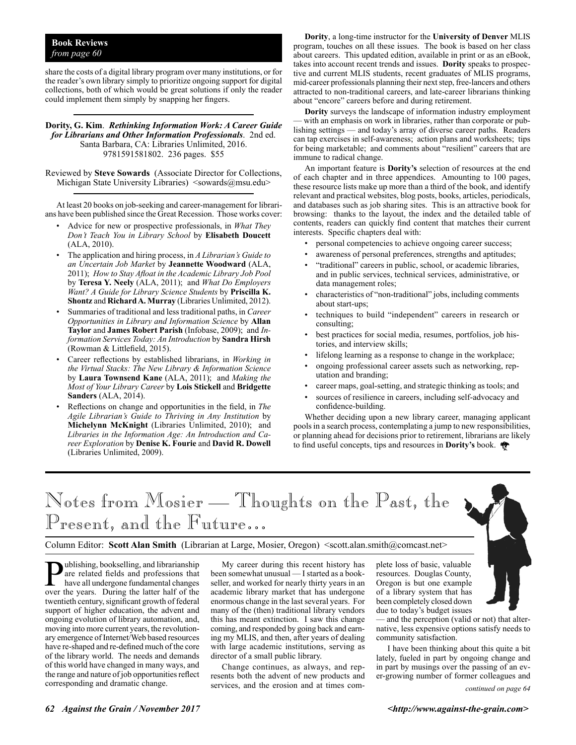**Book Reviews**
*from page 60*

share the costs of a digital library program over many institutions, or for the reader's own library simply to prioritize ongoing support for digital collections, both of which would be great solutions if only the reader could implement them simply by snapping her fingers.

---

**Dority, G. Kim**. ***Rethinking Information Work: A Career Guide for Librarians and Other Information Professionals***. 2nd ed. Santa Barbara, CA: Libraries Unlimited, 2016. 9781591581802. 236 pages. $55

Reviewed by **Steve Sowards** (Associate Director for Collections, Michigan State University Libraries) <sowards@msu.edu>

---

At least 20 books on job-seeking and career-management for librarians have been published since the Great Recession. Those works cover:

- Advice for new or prospective professionals, in *What They Don't Teach You in Library School* by **Elisabeth Doucett** (ALA, 2010).
- The application and hiring process, in *A Librarian's Guide to an Uncertain Job Market* by **Jeannette Woodward** (ALA, 2011); *How to Stay Afloat in the Academic Library Job Pool* by **Teresa Y. Neely** (ALA, 2011); and *What Do Employers Want? A Guide for Library Science Students* by **Priscilla K. Shontz** and **Richard A. Murray** (Libraries Unlimited, 2012).
- Summaries of traditional and less traditional paths, in *Career Opportunities in Library and Information Science* by **Allan Taylor** and **James Robert Parish** (Infobase, 2009); and *Information Services Today: An Introduction* by **Sandra Hirsh** (Rowman & Littlefield, 2015).
- Career reflections by established librarians, in *Working in the Virtual Stacks: The New Library & Information Science* by **Laura Townsend Kane** (ALA, 2011); and *Making the Most of Your Library Career* by **Lois Stickell** and **Bridgette Sanders** (ALA, 2014).
- Reflections on change and opportunities in the field, in *The Agile Librarian's Guide to Thriving in Any Institution* by **Michelynn McKnight** (Libraries Unlimited, 2010); and *Libraries in the Information Age: An Introduction and Career Exploration* by **Denise K. Fourie** and **David R. Dowell** (Libraries Unlimited, 2009).

**Dority**, a long-time instructor for the **University of Denver** MLIS program, touches on all these issues. The book is based on her class about careers. This updated edition, available in print or as an eBook, takes into account recent trends and issues. **Dority** speaks to prospective and current MLIS students, recent graduates of MLIS programs, mid-career professionals planning their next step, free-lancers and others attracted to non-traditional careers, and late-career librarians thinking about "encore" careers before and during retirement.

**Dority** surveys the landscape of information industry employment — with an emphasis on work in libraries, rather than corporate or publishing settings — and today's array of diverse career paths. Readers can tap exercises in self-awareness; action plans and worksheets; tips for being marketable; and comments about "resilient" careers that are immune to radical change.

An important feature is **Dority's** selection of resources at the end of each chapter and in three appendices. Amounting to 100 pages, these resource lists make up more than a third of the book, and identify relevant and practical websites, blog posts, books, articles, periodicals, and databases such as job sharing sites. This is an attractive book for browsing: thanks to the layout, the index and the detailed table of contents, readers can quickly find content that matches their current interests. Specific chapters deal with:

- personal competencies to achieve ongoing career success;
- awareness of personal preferences, strengths and aptitudes;
- "traditional" careers in public, school, or academic libraries, and in public services, technical services, administrative, or data management roles;
- characteristics of "non-traditional" jobs, including comments about start-ups;
- techniques to build "independent" careers in research or consulting;
- best practices for social media, resumes, portfolios, job histories, and interview skills;
- lifelong learning as a response to change in the workplace;
- ongoing professional career assets such as networking, reputation and branding;
- career maps, goal-setting, and strategic thinking as tools; and
- sources of resilience in careers, including self-advocacy and confidence-building.

Whether deciding upon a new library career, managing applicant pools in a search process, contemplating a jump to new responsibilities, or planning ahead for decisions prior to retirement, librarians are likely to find useful concepts, tips and resources in **Dority's** book.

---

# Notes from Mosier — Thoughts on the Past, the Present, and the Future…

Column Editor: **Scott Alan Smith** (Librarian at Large, Mosier, Oregon) <scott.alan.smith@comcast.net>

Publishing, bookselling, and librarianship are related fields and professions that have all undergone fundamental changes over the years. During the latter half of the twentieth century, significant growth of federal support of higher education, the advent and ongoing evolution of library automation, and, moving into more current years, the revolutionary emergence of Internet/Web based resources have re-shaped and re-defined much of the core of the library world. The needs and demands of this world have changed in many ways, and the range and nature of job opportunities reflect corresponding and dramatic change.

My career during this recent history has been somewhat unusual — I started as a bookseller, and worked for nearly thirty years in an academic library market that has undergone enormous change in the last several years. For many of the (then) traditional library vendors this has meant extinction. I saw this change coming, and responded by going back and earning my MLIS, and then, after years of dealing with large academic institutions, serving as director of a small public library.

Change continues, as always, and represents both the advent of new products and services, and the erosion and at times complete loss of basic, valuable resources. Douglas County, Oregon is but one example of a library system that has been completely closed down due to today's budget issues — and the perception (valid or not) that alternative, less expensive options satisfy needs to community satisfaction.

I have been thinking about this quite a bit lately, fueled in part by ongoing change and in part by musings over the passing of an ever-growing number of former colleagues and

*continued on page 64*